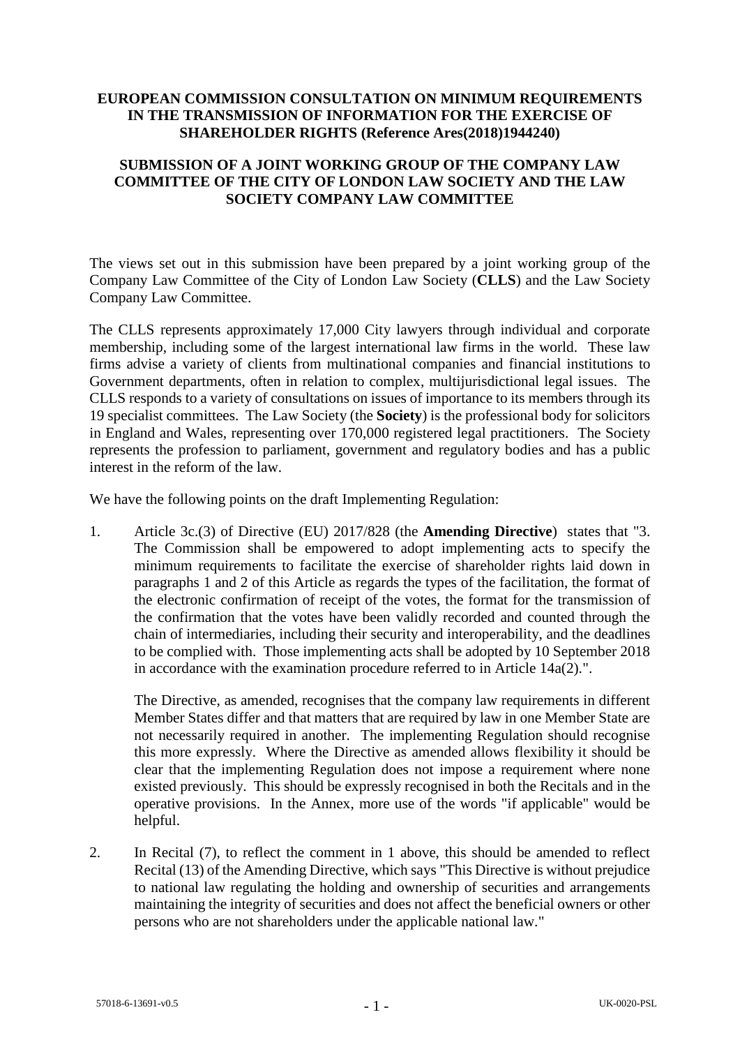**EUROPEAN COMMISSION CONSULTATION ON MINIMUM REQUIREMENTS IN THE TRANSMISSION OF INFORMATION FOR THE EXERCISE OF SHAREHOLDER RIGHTS (Reference Ares(2018)1944240)**

**SUBMISSION OF A JOINT WORKING GROUP OF THE COMPANY LAW COMMITTEE OF THE CITY OF LONDON LAW SOCIETY AND THE LAW SOCIETY COMPANY LAW COMMITTEE**

The views set out in this submission have been prepared by a joint working group of the Company Law Committee of the City of London Law Society (**CLLS**) and the Law Society Company Law Committee.

The CLLS represents approximately 17,000 City lawyers through individual and corporate membership, including some of the largest international law firms in the world. These law firms advise a variety of clients from multinational companies and financial institutions to Government departments, often in relation to complex, multijurisdictional legal issues. The CLLS responds to a variety of consultations on issues of importance to its members through its 19 specialist committees. The Law Society (the **Society**) is the professional body for solicitors in England and Wales, representing over 170,000 registered legal practitioners. The Society represents the profession to parliament, government and regulatory bodies and has a public interest in the reform of the law.

We have the following points on the draft Implementing Regulation:

1. Article 3c.(3) of Directive (EU) 2017/828 (the **Amending Directive**) states that "3. The Commission shall be empowered to adopt implementing acts to specify the minimum requirements to facilitate the exercise of shareholder rights laid down in paragraphs 1 and 2 of this Article as regards the types of the facilitation, the format of the electronic confirmation of receipt of the votes, the format for the transmission of the confirmation that the votes have been validly recorded and counted through the chain of intermediaries, including their security and interoperability, and the deadlines to be complied with. Those implementing acts shall be adopted by 10 September 2018 in accordance with the examination procedure referred to in Article 14a(2).".

   The Directive, as amended, recognises that the company law requirements in different Member States differ and that matters that are required by law in one Member State are not necessarily required in another. The implementing Regulation should recognise this more expressly. Where the Directive as amended allows flexibility it should be clear that the implementing Regulation does not impose a requirement where none existed previously. This should be expressly recognised in both the Recitals and in the operative provisions. In the Annex, more use of the words "if applicable" would be helpful.

2. In Recital (7), to reflect the comment in 1 above, this should be amended to reflect Recital (13) of the Amending Directive, which says "This Directive is without prejudice to national law regulating the holding and ownership of securities and arrangements maintaining the integrity of securities and does not affect the beneficial owners or other persons who are not shareholders under the applicable national law."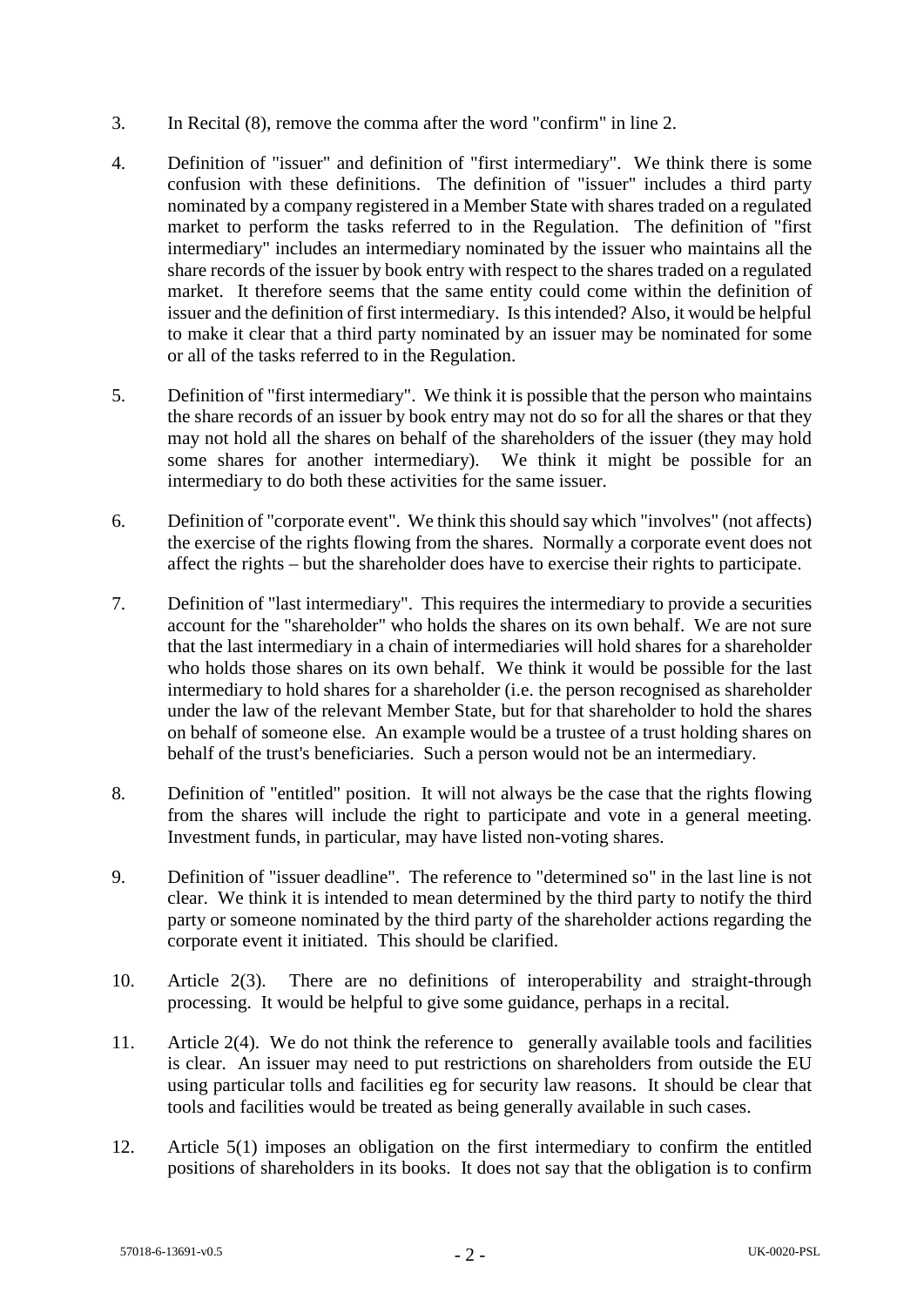3. In Recital (8), remove the comma after the word "confirm" in line 2.

4. Definition of "issuer" and definition of "first intermediary". We think there is some confusion with these definitions. The definition of "issuer" includes a third party nominated by a company registered in a Member State with shares traded on a regulated market to perform the tasks referred to in the Regulation. The definition of "first intermediary" includes an intermediary nominated by the issuer who maintains all the share records of the issuer by book entry with respect to the shares traded on a regulated market. It therefore seems that the same entity could come within the definition of issuer and the definition of first intermediary. Is this intended? Also, it would be helpful to make it clear that a third party nominated by an issuer may be nominated for some or all of the tasks referred to in the Regulation.

5. Definition of "first intermediary". We think it is possible that the person who maintains the share records of an issuer by book entry may not do so for all the shares or that they may not hold all the shares on behalf of the shareholders of the issuer (they may hold some shares for another intermediary). We think it might be possible for an intermediary to do both these activities for the same issuer.

6. Definition of "corporate event". We think this should say which "involves" (not affects) the exercise of the rights flowing from the shares. Normally a corporate event does not affect the rights – but the shareholder does have to exercise their rights to participate.

7. Definition of "last intermediary". This requires the intermediary to provide a securities account for the "shareholder" who holds the shares on its own behalf. We are not sure that the last intermediary in a chain of intermediaries will hold shares for a shareholder who holds those shares on its own behalf. We think it would be possible for the last intermediary to hold shares for a shareholder (i.e. the person recognised as shareholder under the law of the relevant Member State, but for that shareholder to hold the shares on behalf of someone else. An example would be a trustee of a trust holding shares on behalf of the trust's beneficiaries. Such a person would not be an intermediary.

8. Definition of "entitled" position. It will not always be the case that the rights flowing from the shares will include the right to participate and vote in a general meeting. Investment funds, in particular, may have listed non-voting shares.

9. Definition of "issuer deadline". The reference to "determined so" in the last line is not clear. We think it is intended to mean determined by the third party to notify the third party or someone nominated by the third party of the shareholder actions regarding the corporate event it initiated. This should be clarified.

10. Article 2(3). There are no definitions of interoperability and straight-through processing. It would be helpful to give some guidance, perhaps in a recital.

11. Article 2(4). We do not think the reference to generally available tools and facilities is clear. An issuer may need to put restrictions on shareholders from outside the EU using particular tolls and facilities eg for security law reasons. It should be clear that tools and facilities would be treated as being generally available in such cases.

12. Article 5(1) imposes an obligation on the first intermediary to confirm the entitled positions of shareholders in its books. It does not say that the obligation is to confirm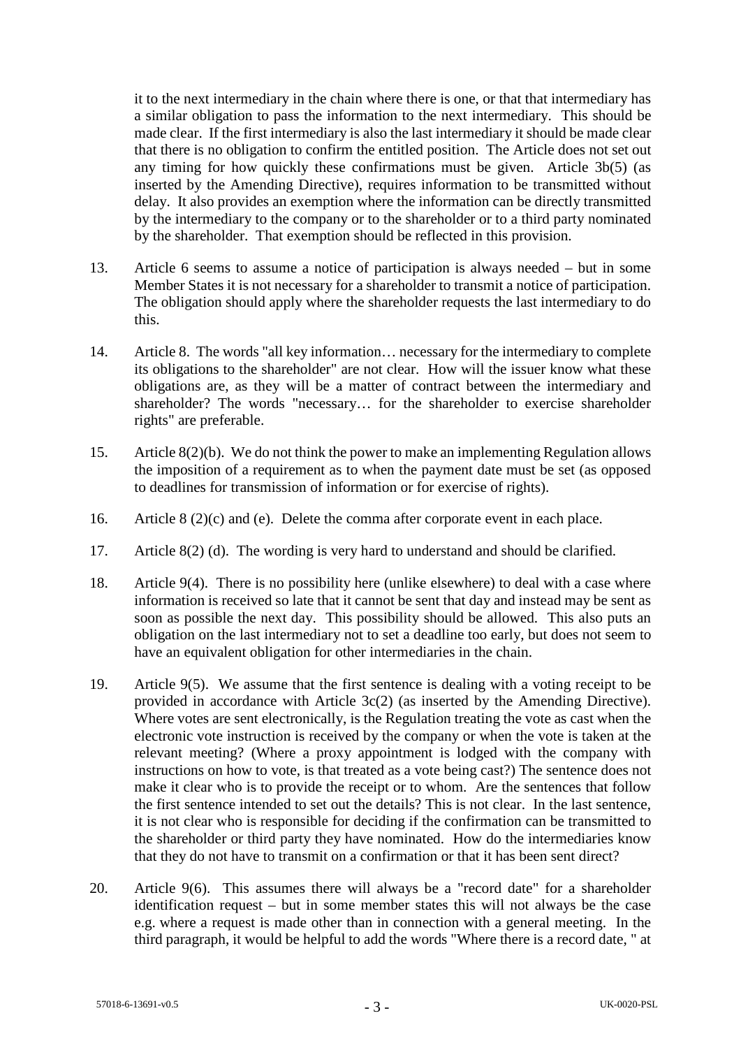it to the next intermediary in the chain where there is one, or that that intermediary has a similar obligation to pass the information to the next intermediary. This should be made clear. If the first intermediary is also the last intermediary it should be made clear that there is no obligation to confirm the entitled position. The Article does not set out any timing for how quickly these confirmations must be given. Article 3b(5) (as inserted by the Amending Directive), requires information to be transmitted without delay. It also provides an exemption where the information can be directly transmitted by the intermediary to the company or to the shareholder or to a third party nominated by the shareholder. That exemption should be reflected in this provision.

13. Article 6 seems to assume a notice of participation is always needed – but in some Member States it is not necessary for a shareholder to transmit a notice of participation. The obligation should apply where the shareholder requests the last intermediary to do this.

14. Article 8. The words "all key information… necessary for the intermediary to complete its obligations to the shareholder" are not clear. How will the issuer know what these obligations are, as they will be a matter of contract between the intermediary and shareholder? The words "necessary… for the shareholder to exercise shareholder rights" are preferable.

15. Article 8(2)(b). We do not think the power to make an implementing Regulation allows the imposition of a requirement as to when the payment date must be set (as opposed to deadlines for transmission of information or for exercise of rights).

16. Article 8 (2)(c) and (e). Delete the comma after corporate event in each place.

17. Article 8(2) (d). The wording is very hard to understand and should be clarified.

18. Article 9(4). There is no possibility here (unlike elsewhere) to deal with a case where information is received so late that it cannot be sent that day and instead may be sent as soon as possible the next day. This possibility should be allowed. This also puts an obligation on the last intermediary not to set a deadline too early, but does not seem to have an equivalent obligation for other intermediaries in the chain.

19. Article 9(5). We assume that the first sentence is dealing with a voting receipt to be provided in accordance with Article 3c(2) (as inserted by the Amending Directive). Where votes are sent electronically, is the Regulation treating the vote as cast when the electronic vote instruction is received by the company or when the vote is taken at the relevant meeting? (Where a proxy appointment is lodged with the company with instructions on how to vote, is that treated as a vote being cast?) The sentence does not make it clear who is to provide the receipt or to whom. Are the sentences that follow the first sentence intended to set out the details? This is not clear. In the last sentence, it is not clear who is responsible for deciding if the confirmation can be transmitted to the shareholder or third party they have nominated. How do the intermediaries know that they do not have to transmit on a confirmation or that it has been sent direct?

20. Article 9(6). This assumes there will always be a "record date" for a shareholder identification request – but in some member states this will not always be the case e.g. where a request is made other than in connection with a general meeting. In the third paragraph, it would be helpful to add the words "Where there is a record date, " at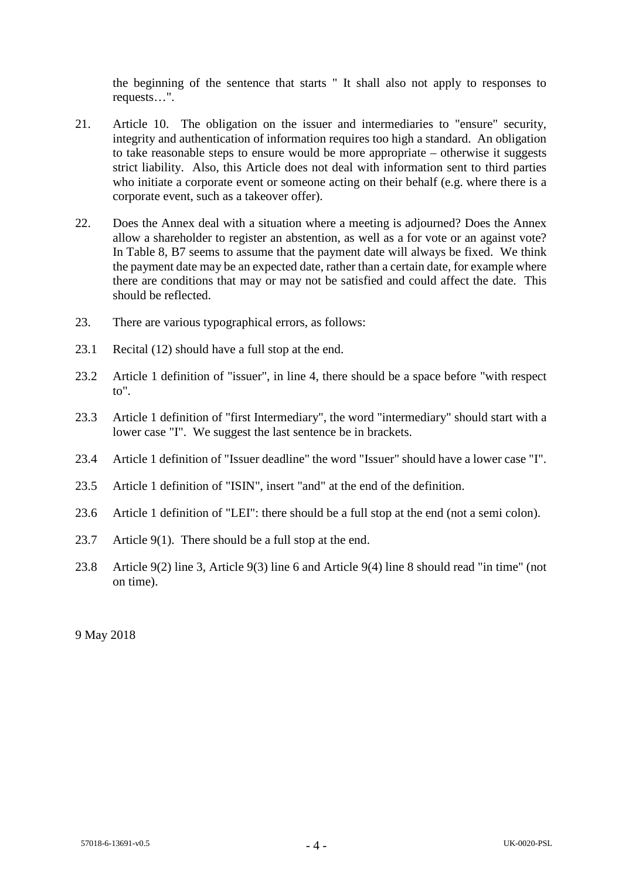the beginning of the sentence that starts " It shall also not apply to responses to requests…".

21. Article 10. The obligation on the issuer and intermediaries to "ensure" security, integrity and authentication of information requires too high a standard. An obligation to take reasonable steps to ensure would be more appropriate – otherwise it suggests strict liability. Also, this Article does not deal with information sent to third parties who initiate a corporate event or someone acting on their behalf (e.g. where there is a corporate event, such as a takeover offer).

22. Does the Annex deal with a situation where a meeting is adjourned? Does the Annex allow a shareholder to register an abstention, as well as a for vote or an against vote? In Table 8, B7 seems to assume that the payment date will always be fixed. We think the payment date may be an expected date, rather than a certain date, for example where there are conditions that may or may not be satisfied and could affect the date. This should be reflected.

23. There are various typographical errors, as follows:

23.1 Recital (12) should have a full stop at the end.

23.2 Article 1 definition of "issuer", in line 4, there should be a space before "with respect to".

23.3 Article 1 definition of "first Intermediary", the word "intermediary" should start with a lower case "I". We suggest the last sentence be in brackets.

23.4 Article 1 definition of "Issuer deadline" the word "Issuer" should have a lower case "I".

23.5 Article 1 definition of "ISIN", insert "and" at the end of the definition.

23.6 Article 1 definition of "LEI": there should be a full stop at the end (not a semi colon).

23.7 Article 9(1). There should be a full stop at the end.

23.8 Article 9(2) line 3, Article 9(3) line 6 and Article 9(4) line 8 should read "in time" (not on time).

9 May 2018

57018-6-13691-v0.5 UK-0020-PSL